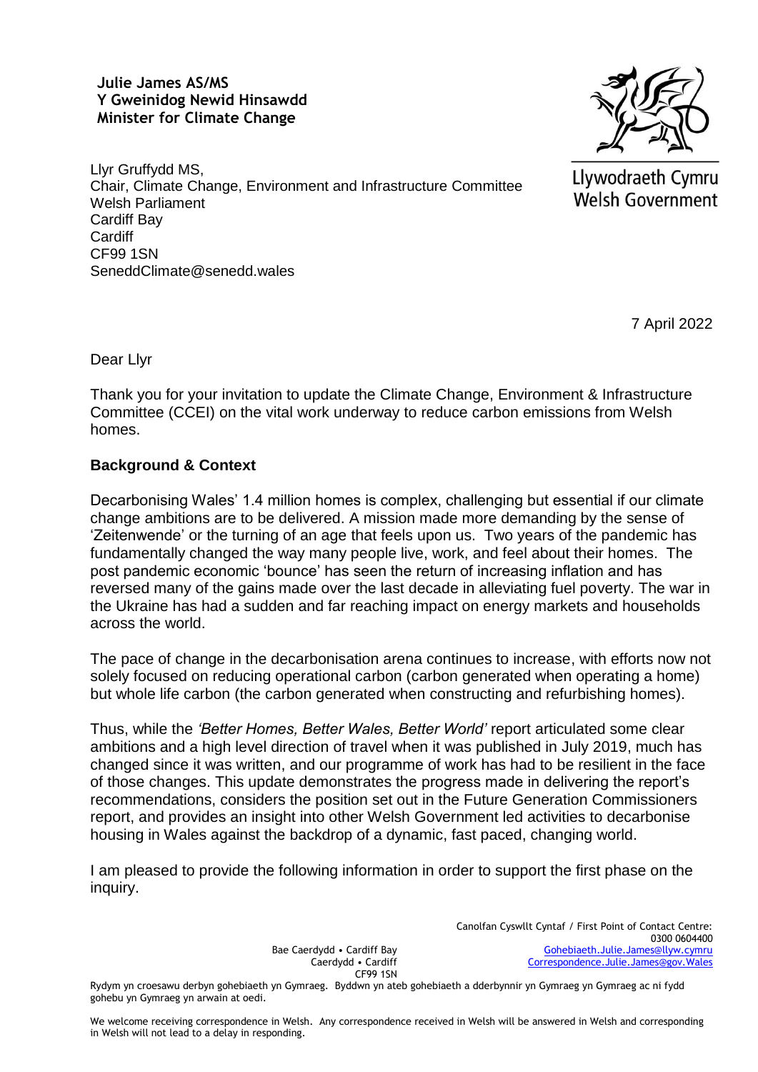**Julie James AS/MS**
**Y Gweinidog Newid Hinsawdd**
**Minister for Climate Change**

Llywodraeth Cymru
Welsh Government

Llyr Gruffydd MS,
Chair, Climate Change, Environment and Infrastructure Committee
Welsh Parliament
Cardiff Bay
Cardiff
CF99 1SN
SeneddClimate@senedd.wales

7 April 2022

Dear Llyr

Thank you for your invitation to update the Climate Change, Environment & Infrastructure Committee (CCEI) on the vital work underway to reduce carbon emissions from Welsh homes.

**Background & Context**

Decarbonising Wales' 1.4 million homes is complex, challenging but essential if our climate change ambitions are to be delivered. A mission made more demanding by the sense of 'Zeitenwende' or the turning of an age that feels upon us. Two years of the pandemic has fundamentally changed the way many people live, work, and feel about their homes. The post pandemic economic 'bounce' has seen the return of increasing inflation and has reversed many of the gains made over the last decade in alleviating fuel poverty. The war in the Ukraine has had a sudden and far reaching impact on energy markets and households across the world.

The pace of change in the decarbonisation arena continues to increase, with efforts now not solely focused on reducing operational carbon (carbon generated when operating a home) but whole life carbon (the carbon generated when constructing and refurbishing homes).

Thus, while the *'Better Homes, Better Wales, Better World'* report articulated some clear ambitions and a high level direction of travel when it was published in July 2019, much has changed since it was written, and our programme of work has had to be resilient in the face of those changes. This update demonstrates the progress made in delivering the report's recommendations, considers the position set out in the Future Generation Commissioners report, and provides an insight into other Welsh Government led activities to decarbonise housing in Wales against the backdrop of a dynamic, fast paced, changing world.

I am pleased to provide the following information in order to support the first phase on the inquiry.

Bae Caerdydd • Cardiff Bay
Caerdydd • Cardiff
CF99 1SN

Canolfan Cyswllt Cyntaf / First Point of Contact Centre:
0300 0604400
Gohebiaeth.Julie.James@llyw.cymru
Correspondence.Julie.James@gov.Wales

Rydym yn croesawu derbyn gohebiaeth yn Gymraeg. Byddwn yn ateb gohebiaeth a dderbynnir yn Gymraeg yn Gymraeg ac ni fydd gohebu yn Gymraeg yn arwain at oedi.

We welcome receiving correspondence in Welsh. Any correspondence received in Welsh will be answered in Welsh and corresponding in Welsh will not lead to a delay in responding.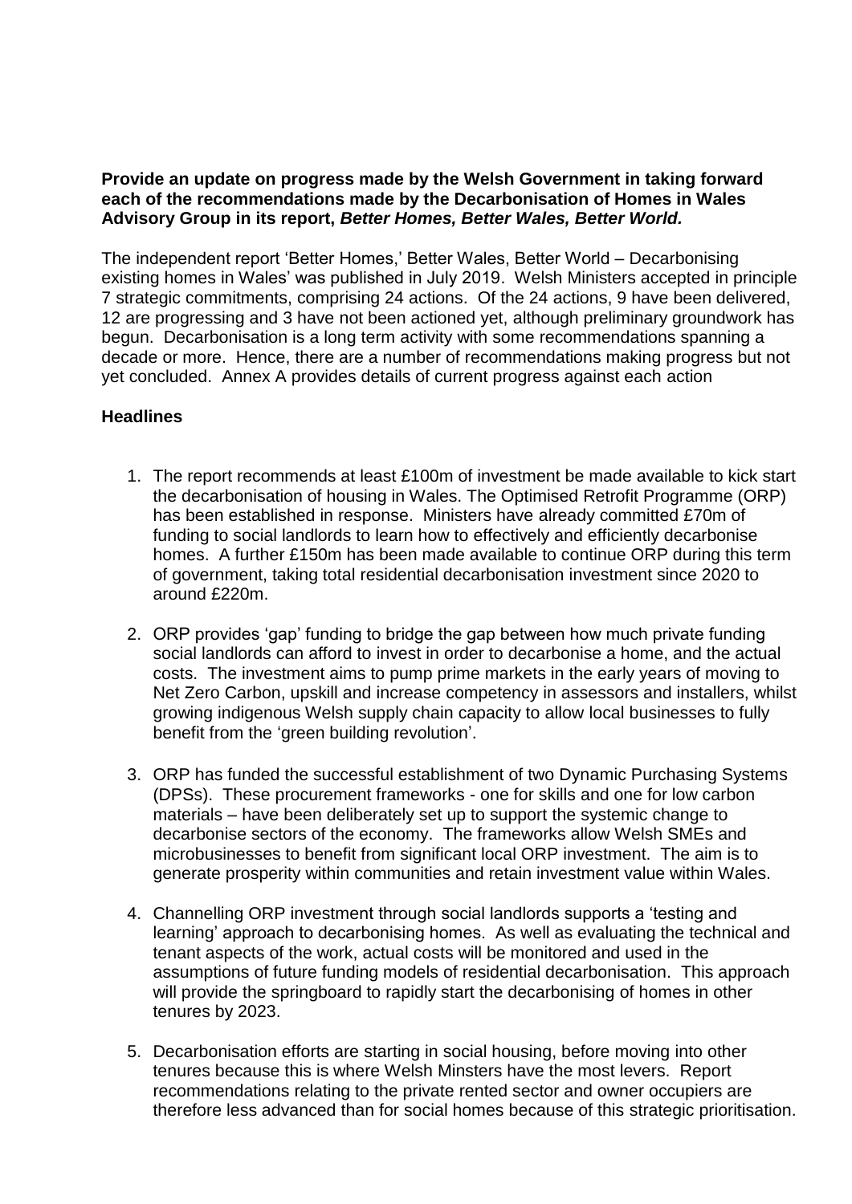**Provide an update on progress made by the Welsh Government in taking forward each of the recommendations made by the Decarbonisation of Homes in Wales Advisory Group in its report, *Better Homes, Better Wales, Better World.***

The independent report 'Better Homes,' Better Wales, Better World – Decarbonising existing homes in Wales' was published in July 2019. Welsh Ministers accepted in principle 7 strategic commitments, comprising 24 actions. Of the 24 actions, 9 have been delivered, 12 are progressing and 3 have not been actioned yet, although preliminary groundwork has begun. Decarbonisation is a long term activity with some recommendations spanning a decade or more. Hence, there are a number of recommendations making progress but not yet concluded. Annex A provides details of current progress against each action

**Headlines**

1. The report recommends at least £100m of investment be made available to kick start the decarbonisation of housing in Wales. The Optimised Retrofit Programme (ORP) has been established in response. Ministers have already committed £70m of funding to social landlords to learn how to effectively and efficiently decarbonise homes. A further £150m has been made available to continue ORP during this term of government, taking total residential decarbonisation investment since 2020 to around £220m.

2. ORP provides 'gap' funding to bridge the gap between how much private funding social landlords can afford to invest in order to decarbonise a home, and the actual costs. The investment aims to pump prime markets in the early years of moving to Net Zero Carbon, upskill and increase competency in assessors and installers, whilst growing indigenous Welsh supply chain capacity to allow local businesses to fully benefit from the 'green building revolution'.

3. ORP has funded the successful establishment of two Dynamic Purchasing Systems (DPSs). These procurement frameworks - one for skills and one for low carbon materials – have been deliberately set up to support the systemic change to decarbonise sectors of the economy. The frameworks allow Welsh SMEs and microbusinesses to benefit from significant local ORP investment. The aim is to generate prosperity within communities and retain investment value within Wales.

4. Channelling ORP investment through social landlords supports a 'testing and learning' approach to decarbonising homes. As well as evaluating the technical and tenant aspects of the work, actual costs will be monitored and used in the assumptions of future funding models of residential decarbonisation. This approach will provide the springboard to rapidly start the decarbonising of homes in other tenures by 2023.

5. Decarbonisation efforts are starting in social housing, before moving into other tenures because this is where Welsh Minsters have the most levers. Report recommendations relating to the private rented sector and owner occupiers are therefore less advanced than for social homes because of this strategic prioritisation.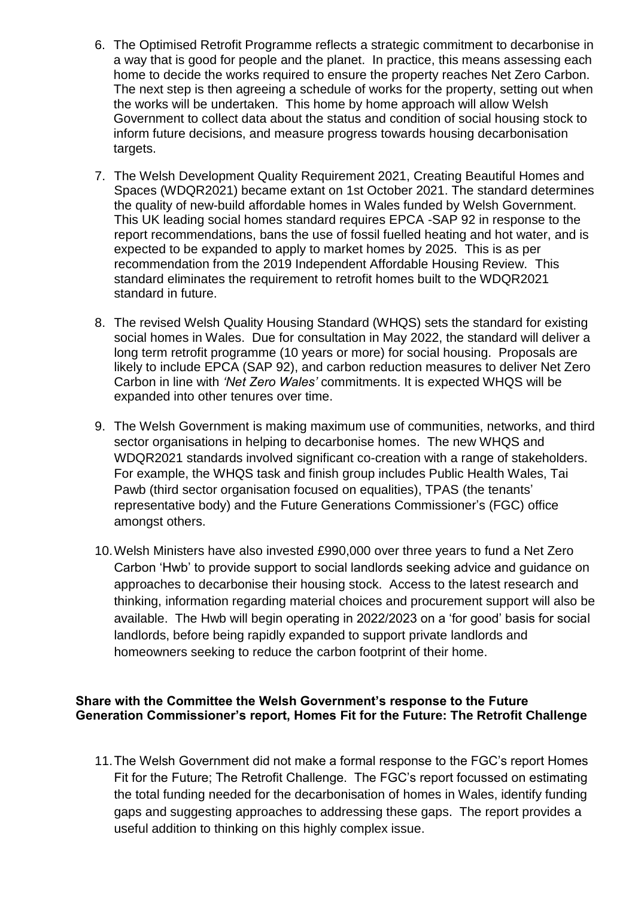6. The Optimised Retrofit Programme reflects a strategic commitment to decarbonise in a way that is good for people and the planet. In practice, this means assessing each home to decide the works required to ensure the property reaches Net Zero Carbon. The next step is then agreeing a schedule of works for the property, setting out when the works will be undertaken. This home by home approach will allow Welsh Government to collect data about the status and condition of social housing stock to inform future decisions, and measure progress towards housing decarbonisation targets.

7. The Welsh Development Quality Requirement 2021, Creating Beautiful Homes and Spaces (WDQR2021) became extant on 1st October 2021. The standard determines the quality of new-build affordable homes in Wales funded by Welsh Government. This UK leading social homes standard requires EPCA -SAP 92 in response to the report recommendations, bans the use of fossil fuelled heating and hot water, and is expected to be expanded to apply to market homes by 2025. This is as per recommendation from the 2019 Independent Affordable Housing Review. This standard eliminates the requirement to retrofit homes built to the WDQR2021 standard in future.

8. The revised Welsh Quality Housing Standard (WHQS) sets the standard for existing social homes in Wales. Due for consultation in May 2022, the standard will deliver a long term retrofit programme (10 years or more) for social housing. Proposals are likely to include EPCA (SAP 92), and carbon reduction measures to deliver Net Zero Carbon in line with *'Net Zero Wales'* commitments. It is expected WHQS will be expanded into other tenures over time.

9. The Welsh Government is making maximum use of communities, networks, and third sector organisations in helping to decarbonise homes. The new WHQS and WDQR2021 standards involved significant co-creation with a range of stakeholders. For example, the WHQS task and finish group includes Public Health Wales, Tai Pawb (third sector organisation focused on equalities), TPAS (the tenants' representative body) and the Future Generations Commissioner's (FGC) office amongst others.

10. Welsh Ministers have also invested £990,000 over three years to fund a Net Zero Carbon 'Hwb' to provide support to social landlords seeking advice and guidance on approaches to decarbonise their housing stock. Access to the latest research and thinking, information regarding material choices and procurement support will also be available. The Hwb will begin operating in 2022/2023 on a 'for good' basis for social landlords, before being rapidly expanded to support private landlords and homeowners seeking to reduce the carbon footprint of their home.

**Share with the Committee the Welsh Government's response to the Future Generation Commissioner's report, Homes Fit for the Future: The Retrofit Challenge**

11. The Welsh Government did not make a formal response to the FGC's report Homes Fit for the Future; The Retrofit Challenge. The FGC's report focussed on estimating the total funding needed for the decarbonisation of homes in Wales, identify funding gaps and suggesting approaches to addressing these gaps. The report provides a useful addition to thinking on this highly complex issue.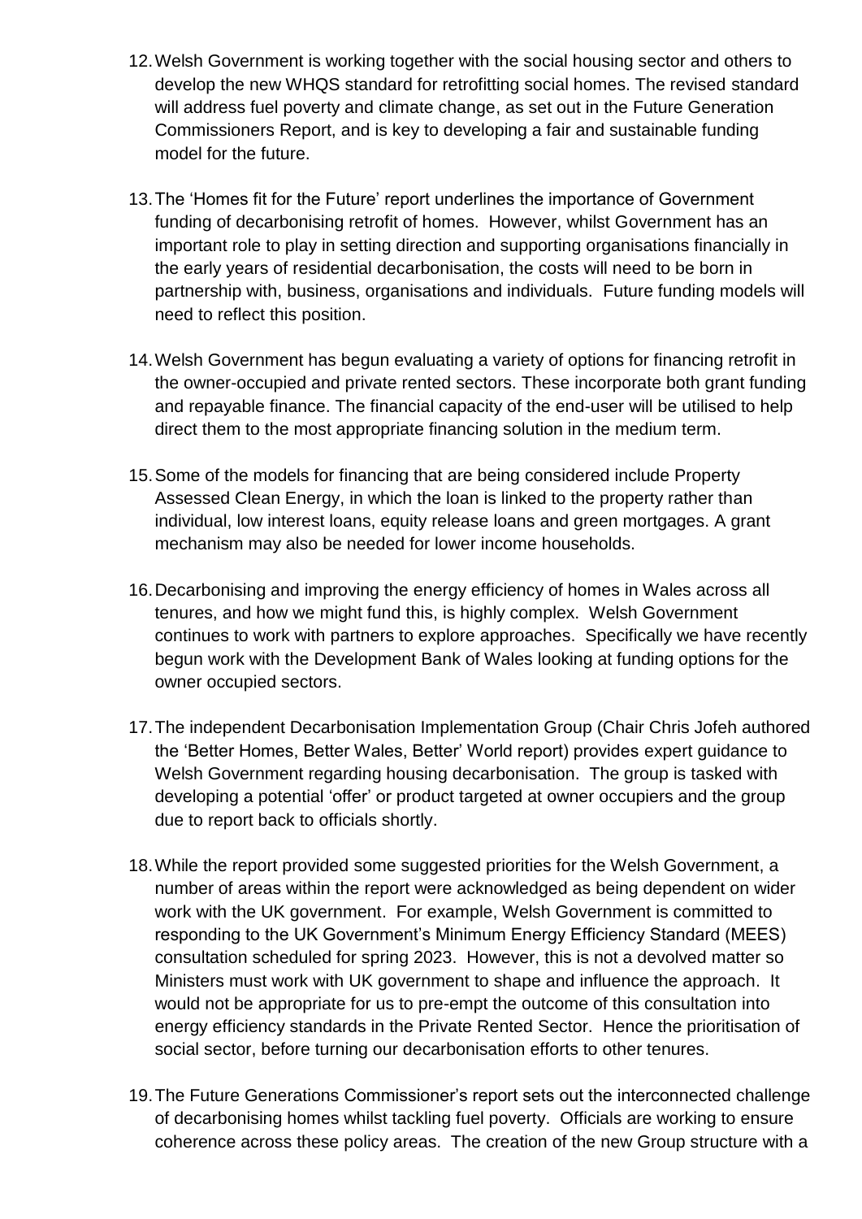12. Welsh Government is working together with the social housing sector and others to develop the new WHQS standard for retrofitting social homes. The revised standard will address fuel poverty and climate change, as set out in the Future Generation Commissioners Report, and is key to developing a fair and sustainable funding model for the future.

13. The 'Homes fit for the Future' report underlines the importance of Government funding of decarbonising retrofit of homes. However, whilst Government has an important role to play in setting direction and supporting organisations financially in the early years of residential decarbonisation, the costs will need to be born in partnership with, business, organisations and individuals. Future funding models will need to reflect this position.

14. Welsh Government has begun evaluating a variety of options for financing retrofit in the owner-occupied and private rented sectors. These incorporate both grant funding and repayable finance. The financial capacity of the end-user will be utilised to help direct them to the most appropriate financing solution in the medium term.

15. Some of the models for financing that are being considered include Property Assessed Clean Energy, in which the loan is linked to the property rather than individual, low interest loans, equity release loans and green mortgages. A grant mechanism may also be needed for lower income households.

16. Decarbonising and improving the energy efficiency of homes in Wales across all tenures, and how we might fund this, is highly complex. Welsh Government continues to work with partners to explore approaches. Specifically we have recently begun work with the Development Bank of Wales looking at funding options for the owner occupied sectors.

17. The independent Decarbonisation Implementation Group (Chair Chris Jofeh authored the 'Better Homes, Better Wales, Better' World report) provides expert guidance to Welsh Government regarding housing decarbonisation. The group is tasked with developing a potential 'offer' or product targeted at owner occupiers and the group due to report back to officials shortly.

18. While the report provided some suggested priorities for the Welsh Government, a number of areas within the report were acknowledged as being dependent on wider work with the UK government. For example, Welsh Government is committed to responding to the UK Government's Minimum Energy Efficiency Standard (MEES) consultation scheduled for spring 2023. However, this is not a devolved matter so Ministers must work with UK government to shape and influence the approach. It would not be appropriate for us to pre-empt the outcome of this consultation into energy efficiency standards in the Private Rented Sector. Hence the prioritisation of social sector, before turning our decarbonisation efforts to other tenures.

19. The Future Generations Commissioner's report sets out the interconnected challenge of decarbonising homes whilst tackling fuel poverty. Officials are working to ensure coherence across these policy areas. The creation of the new Group structure with a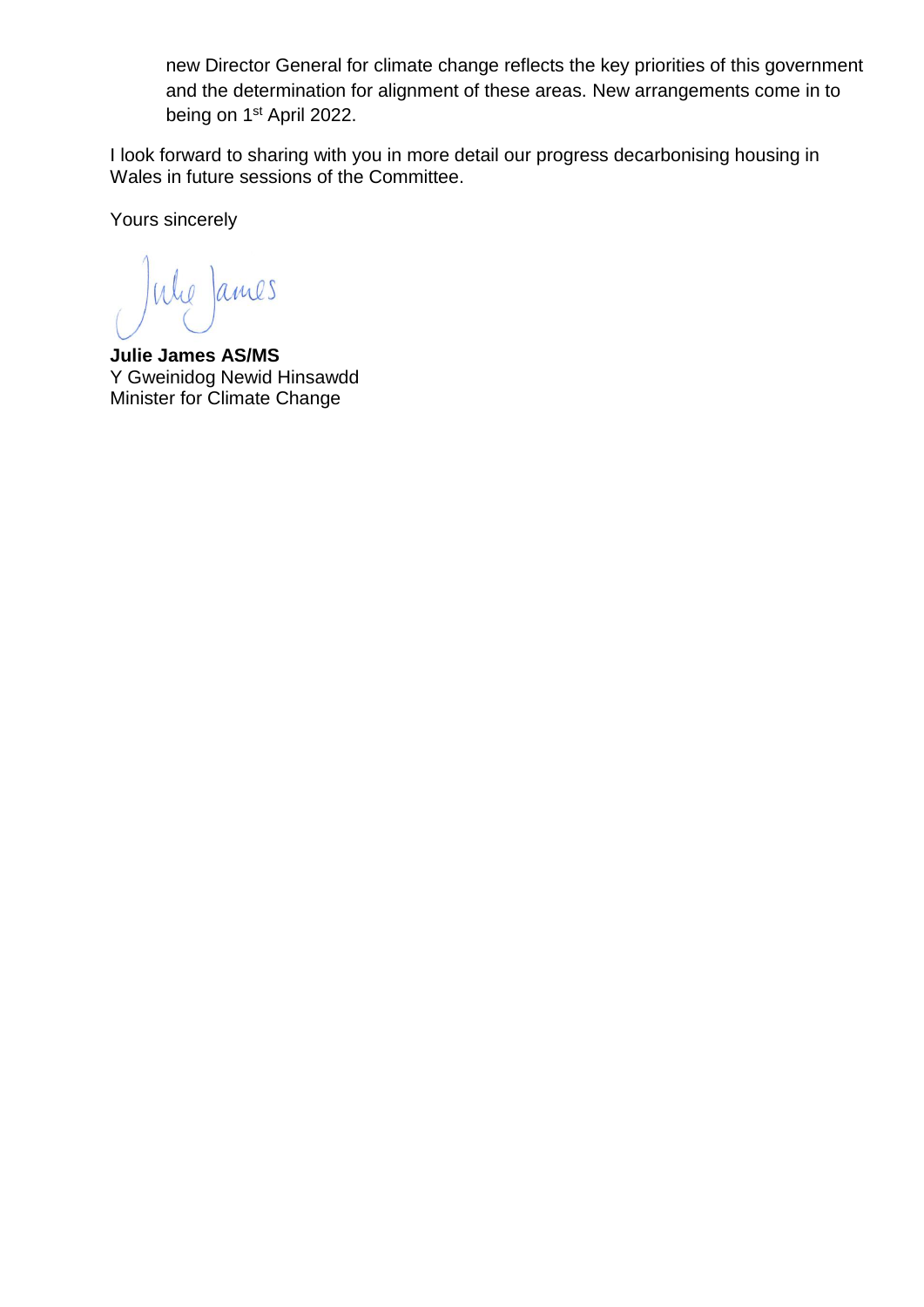new Director General for climate change reflects the key priorities of this government and the determination for alignment of these areas. New arrangements come in to being on 1st April 2022.

I look forward to sharing with you in more detail our progress decarbonising housing in Wales in future sessions of the Committee.

Yours sincerely

Julie James

**Julie James AS/MS**
Y Gweinidog Newid Hinsawdd
Minister for Climate Change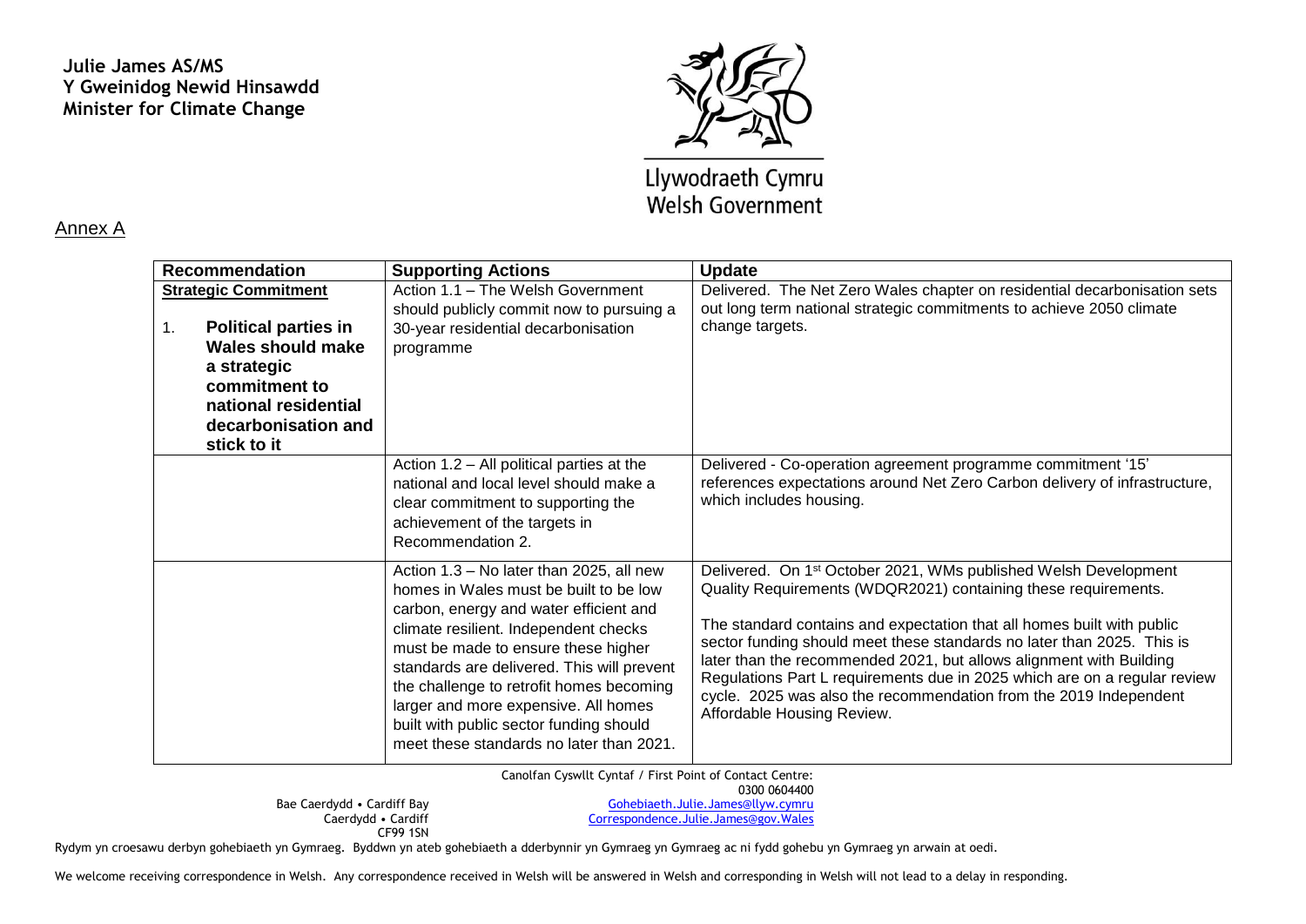**Julie James AS/MS**
**Y Gweinidog Newid Hinsawdd**
**Minister for Climate Change**

Llywodraeth Cymru
Welsh Government

Annex A

| Recommendation | Supporting Actions | Update |
|---|---|---|
| **Strategic Commitment**<br><br>1. **Political parties in Wales should make a strategic commitment to national residential decarbonisation and stick to it** | Action 1.1 – The Welsh Government should publicly commit now to pursuing a 30-year residential decarbonisation programme | Delivered. The Net Zero Wales chapter on residential decarbonisation sets out long term national strategic commitments to achieve 2050 climate change targets. |
| | Action 1.2 – All political parties at the national and local level should make a clear commitment to supporting the achievement of the targets in Recommendation 2. | Delivered - Co-operation agreement programme commitment '15' references expectations around Net Zero Carbon delivery of infrastructure, which includes housing. |
| | Action 1.3 – No later than 2025, all new homes in Wales must be built to be low carbon, energy and water efficient and climate resilient. Independent checks must be made to ensure these higher standards are delivered. This will prevent the challenge to retrofit homes becoming larger and more expensive. All homes built with public sector funding should meet these standards no later than 2021. | Delivered. On 1st October 2021, WMs published Welsh Development Quality Requirements (WDQR2021) containing these requirements.<br><br>The standard contains and expectation that all homes built with public sector funding should meet these standards no later than 2025. This is later than the recommended 2021, but allows alignment with Building Regulations Part L requirements due in 2025 which are on a regular review cycle. 2025 was also the recommendation from the 2019 Independent Affordable Housing Review. |

Canolfan Cyswllt Cyntaf / First Point of Contact Centre:
0300 0604400
Gohebiaeth.Julie.James@llyw.cymru
Correspondence.Julie.James@gov.Wales

Bae Caerdydd • Cardiff Bay
Caerdydd • Cardiff
CF99 1SN

Rydym yn croesawu derbyn gohebiaeth yn Gymraeg. Byddwn yn ateb gohebiaeth a dderbynnir yn Gymraeg yn Gymraeg ac ni fydd gohebu yn Gymraeg yn arwain at oedi.

We welcome receiving correspondence in Welsh. Any correspondence received in Welsh will be answered in Welsh and corresponding in Welsh will not lead to a delay in responding.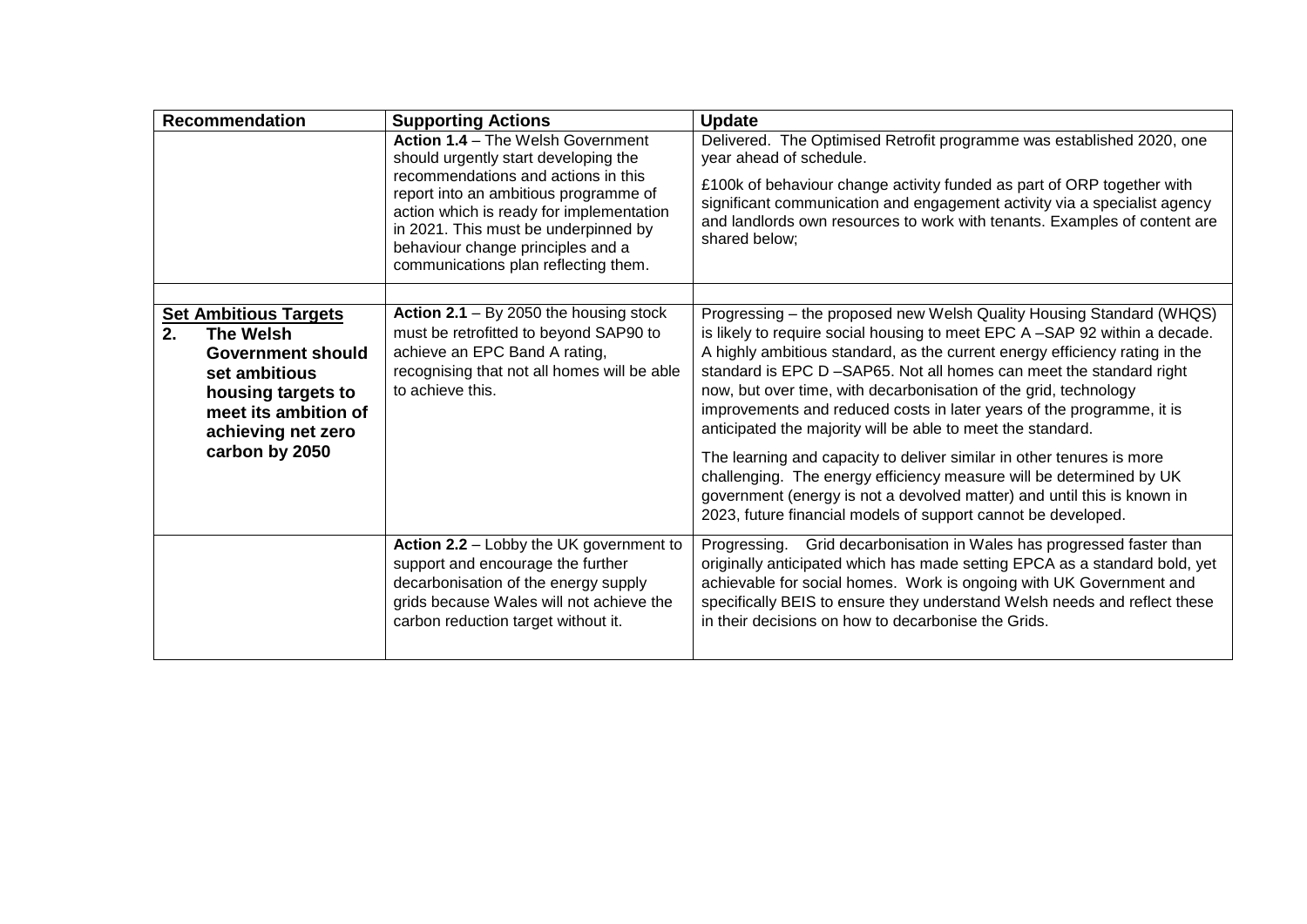| Recommendation | Supporting Actions | Update |
|---|---|---|
| | **Action 1.4** – The Welsh Government should urgently start developing the recommendations and actions in this report into an ambitious programme of action which is ready for implementation in 2021. This must be underpinned by behaviour change principles and a communications plan reflecting them. | Delivered. The Optimised Retrofit programme was established 2020, one year ahead of schedule.<br><br>£100k of behaviour change activity funded as part of ORP together with significant communication and engagement activity via a specialist agency and landlords own resources to work with tenants. Examples of content are shared below; |
| | | |
| **Set Ambitious Targets**<br>**2. The Welsh Government should set ambitious housing targets to meet its ambition of achieving net zero carbon by 2050** | **Action 2.1** – By 2050 the housing stock must be retrofitted to beyond SAP90 to achieve an EPC Band A rating, recognising that not all homes will be able to achieve this. | Progressing – the proposed new Welsh Quality Housing Standard (WHQS) is likely to require social housing to meet EPC A –SAP 92 within a decade. A highly ambitious standard, as the current energy efficiency rating in the standard is EPC D –SAP65. Not all homes can meet the standard right now, but over time, with decarbonisation of the grid, technology improvements and reduced costs in later years of the programme, it is anticipated the majority will be able to meet the standard.<br><br>The learning and capacity to deliver similar in other tenures is more challenging. The energy efficiency measure will be determined by UK government (energy is not a devolved matter) and until this is known in 2023, future financial models of support cannot be developed. |
| | **Action 2.2** – Lobby the UK government to support and encourage the further decarbonisation of the energy supply grids because Wales will not achieve the carbon reduction target without it. | Progressing. Grid decarbonisation in Wales has progressed faster than originally anticipated which has made setting EPCA as a standard bold, yet achievable for social homes. Work is ongoing with UK Government and specifically BEIS to ensure they understand Welsh needs and reflect these in their decisions on how to decarbonise the Grids. |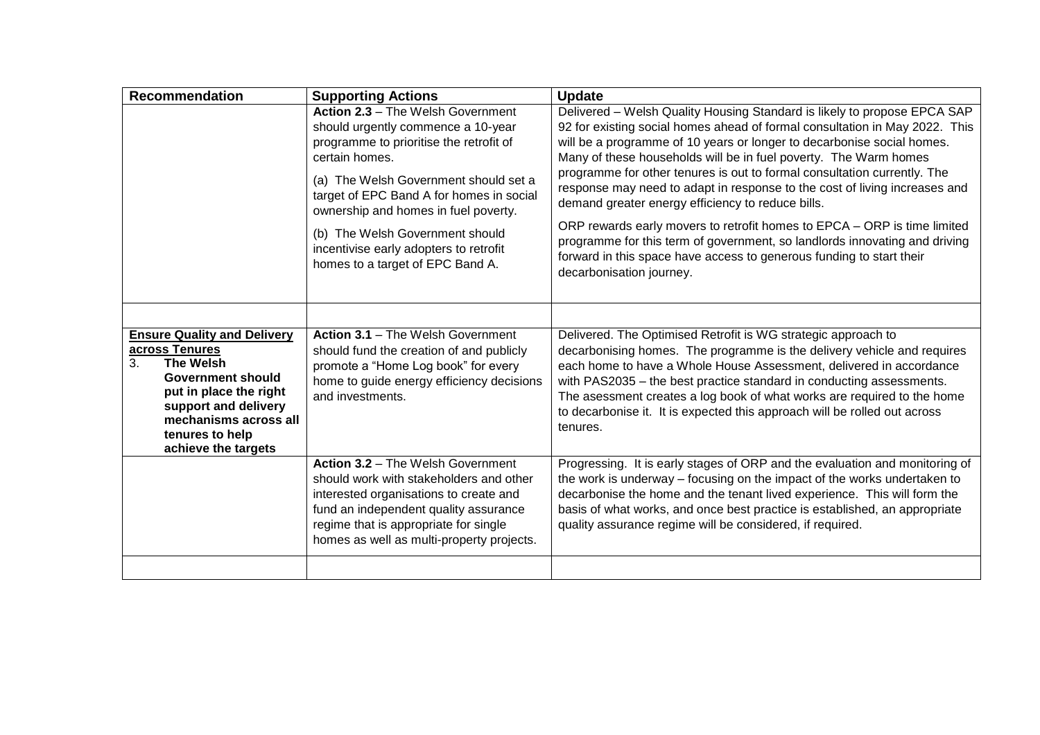| Recommendation | Supporting Actions | Update |
|---|---|---|
| | **Action 2.3** – The Welsh Government should urgently commence a 10-year programme to prioritise the retrofit of certain homes.<br><br>(a) The Welsh Government should set a target of EPC Band A for homes in social ownership and homes in fuel poverty.<br><br>(b) The Welsh Government should incentivise early adopters to retrofit homes to a target of EPC Band A. | Delivered – Welsh Quality Housing Standard is likely to propose EPCA SAP 92 for existing social homes ahead of formal consultation in May 2022. This will be a programme of 10 years or longer to decarbonise social homes. Many of these households will be in fuel poverty. The Warm homes programme for other tenures is out to formal consultation currently. The response may need to adapt in response to the cost of living increases and demand greater energy efficiency to reduce bills.<br><br>ORP rewards early movers to retrofit homes to EPCA – ORP is time limited programme for this term of government, so landlords innovating and driving forward in this space have access to generous funding to start their decarbonisation journey. |
| | | |
| **Ensure Quality and Delivery across Tenures**<br>3. **The Welsh Government should put in place the right support and delivery mechanisms across all tenures to help achieve the targets** | **Action 3.1** – The Welsh Government should fund the creation of and publicly promote a "Home Log book" for every home to guide energy efficiency decisions and investments. | Delivered. The Optimised Retrofit is WG strategic approach to decarbonising homes. The programme is the delivery vehicle and requires each home to have a Whole House Assessment, delivered in accordance with PAS2035 – the best practice standard in conducting assessments. The asessment creates a log book of what works are required to the home to decarbonise it. It is expected this approach will be rolled out across tenures. |
| | **Action 3.2** – The Welsh Government should work with stakeholders and other interested organisations to create and fund an independent quality assurance regime that is appropriate for single homes as well as multi-property projects. | Progressing. It is early stages of ORP and the evaluation and monitoring of the work is underway – focusing on the impact of the works undertaken to decarbonise the home and the tenant lived experience. This will form the basis of what works, and once best practice is established, an appropriate quality assurance regime will be considered, if required. |
| | | |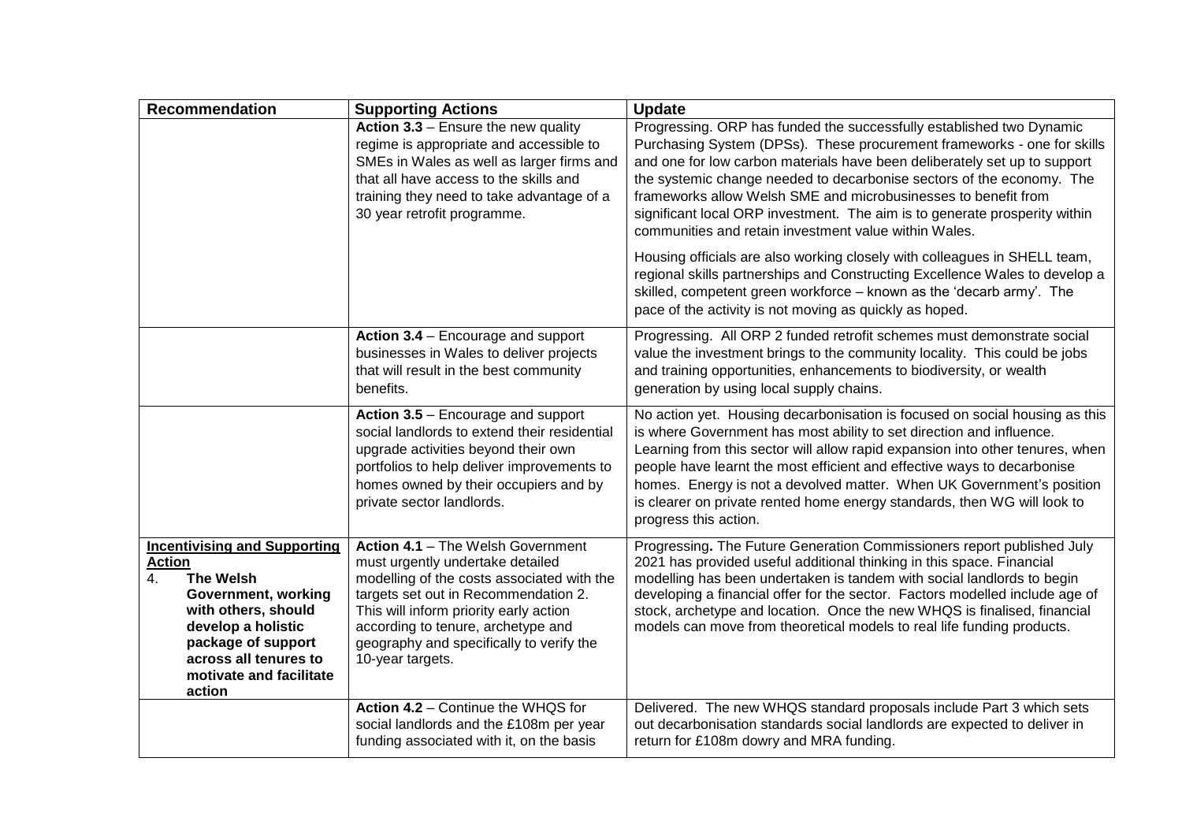| Recommendation | Supporting Actions | Update |
|---|---|---|
| | **Action 3.3** – Ensure the new quality regime is appropriate and accessible to SMEs in Wales as well as larger firms and that all have access to the skills and training they need to take advantage of a 30 year retrofit programme. | Progressing. ORP has funded the successfully established two Dynamic Purchasing System (DPSs). These procurement frameworks - one for skills and one for low carbon materials have been deliberately set up to support the systemic change needed to decarbonise sectors of the economy. The frameworks allow Welsh SME and microbusinesses to benefit from significant local ORP investment. The aim is to generate prosperity within communities and retain investment value within Wales.<br><br>Housing officials are also working closely with colleagues in SHELL team, regional skills partnerships and Constructing Excellence Wales to develop a skilled, competent green workforce – known as the 'decarb army'. The pace of the activity is not moving as quickly as hoped. |
| | **Action 3.4** – Encourage and support businesses in Wales to deliver projects that will result in the best community benefits. | Progressing. All ORP 2 funded retrofit schemes must demonstrate social value the investment brings to the community locality. This could be jobs and training opportunities, enhancements to biodiversity, or wealth generation by using local supply chains. |
| | **Action 3.5** – Encourage and support social landlords to extend their residential upgrade activities beyond their own portfolios to help deliver improvements to homes owned by their occupiers and by private sector landlords. | No action yet. Housing decarbonisation is focused on social housing as this is where Government has most ability to set direction and influence. Learning from this sector will allow rapid expansion into other tenures, when people have learnt the most efficient and effective ways to decarbonise homes. Energy is not a devolved matter. When UK Government's position is clearer on private rented home energy standards, then WG will look to progress this action. |
| **Incentivising and Supporting Action**<br>4. **The Welsh Government, working with others, should develop a holistic package of support across all tenures to motivate and facilitate action** | **Action 4.1** – The Welsh Government must urgently undertake detailed modelling of the costs associated with the targets set out in Recommendation 2. This will inform priority early action according to tenure, archetype and geography and specifically to verify the 10-year targets. | Progressing**.** The Future Generation Commissioners report published July 2021 has provided useful additional thinking in this space. Financial modelling has been undertaken is tandem with social landlords to begin developing a financial offer for the sector. Factors modelled include age of stock, archetype and location. Once the new WHQS is finalised, financial models can move from theoretical models to real life funding products. |
| | **Action 4.2** – Continue the WHQS for social landlords and the £108m per year funding associated with it, on the basis | Delivered. The new WHQS standard proposals include Part 3 which sets out decarbonisation standards social landlords are expected to deliver in return for £108m dowry and MRA funding. |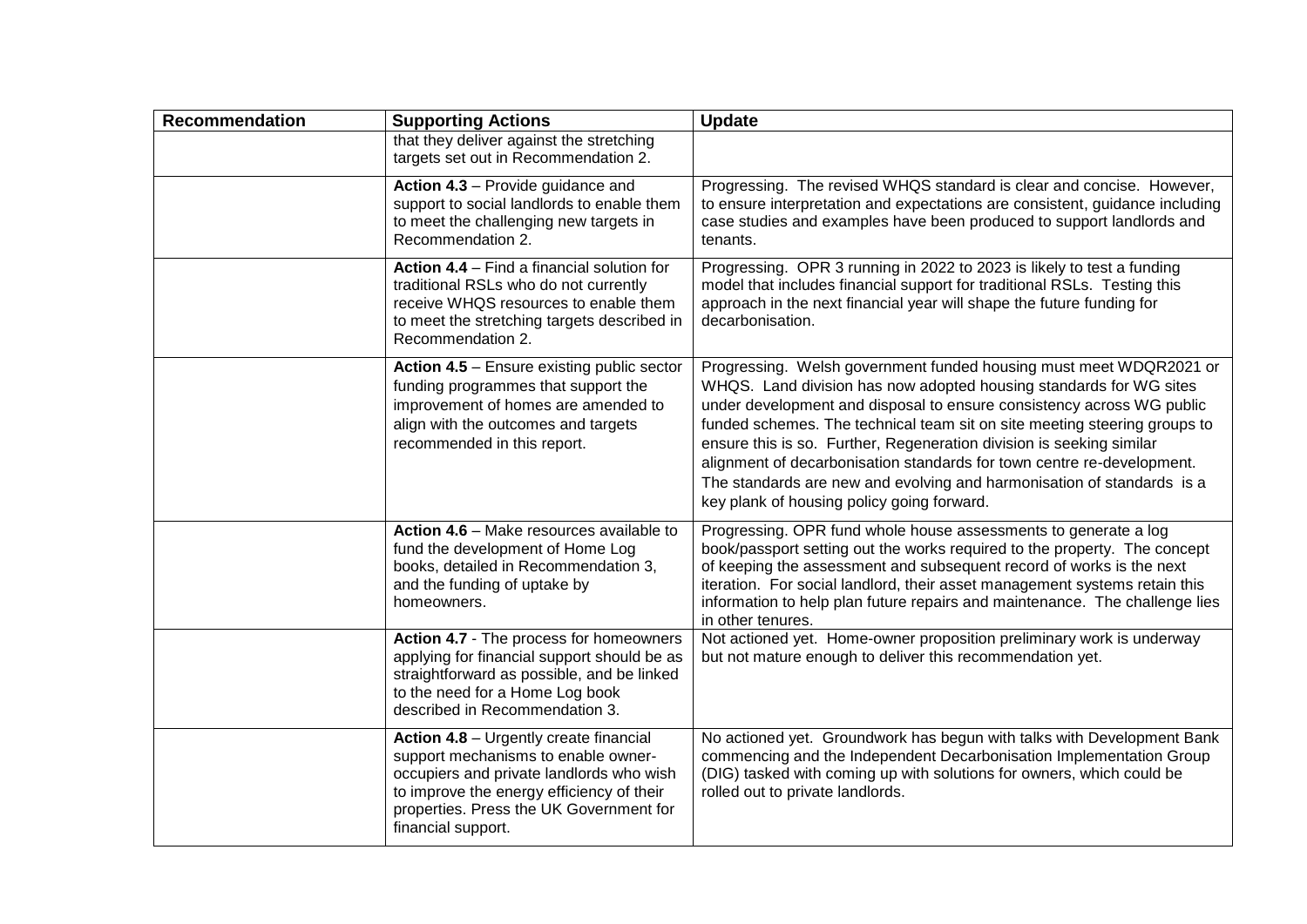| Recommendation | Supporting Actions | Update |
|---|---|---|
| | that they deliver against the stretching targets set out in Recommendation 2. | |
| | **Action 4.3** – Provide guidance and support to social landlords to enable them to meet the challenging new targets in Recommendation 2. | Progressing. The revised WHQS standard is clear and concise. However, to ensure interpretation and expectations are consistent, guidance including case studies and examples have been produced to support landlords and tenants. |
| | **Action 4.4** – Find a financial solution for traditional RSLs who do not currently receive WHQS resources to enable them to meet the stretching targets described in Recommendation 2. | Progressing. OPR 3 running in 2022 to 2023 is likely to test a funding model that includes financial support for traditional RSLs. Testing this approach in the next financial year will shape the future funding for decarbonisation. |
| | **Action 4.5** – Ensure existing public sector funding programmes that support the improvement of homes are amended to align with the outcomes and targets recommended in this report. | Progressing. Welsh government funded housing must meet WDQR2021 or WHQS. Land division has now adopted housing standards for WG sites under development and disposal to ensure consistency across WG public funded schemes. The technical team sit on site meeting steering groups to ensure this is so. Further, Regeneration division is seeking similar alignment of decarbonisation standards for town centre re-development. The standards are new and evolving and harmonisation of standards is a key plank of housing policy going forward. |
| | **Action 4.6** – Make resources available to fund the development of Home Log books, detailed in Recommendation 3, and the funding of uptake by homeowners. | Progressing. OPR fund whole house assessments to generate a log book/passport setting out the works required to the property. The concept of keeping the assessment and subsequent record of works is the next iteration. For social landlord, their asset management systems retain this information to help plan future repairs and maintenance. The challenge lies in other tenures. |
| | **Action 4.7** - The process for homeowners applying for financial support should be as straightforward as possible, and be linked to the need for a Home Log book described in Recommendation 3. | Not actioned yet. Home-owner proposition preliminary work is underway but not mature enough to deliver this recommendation yet. |
| | **Action 4.8** – Urgently create financial support mechanisms to enable owner-occupiers and private landlords who wish to improve the energy efficiency of their properties. Press the UK Government for financial support. | No actioned yet. Groundwork has begun with talks with Development Bank commencing and the Independent Decarbonisation Implementation Group (DIG) tasked with coming up with solutions for owners, which could be rolled out to private landlords. |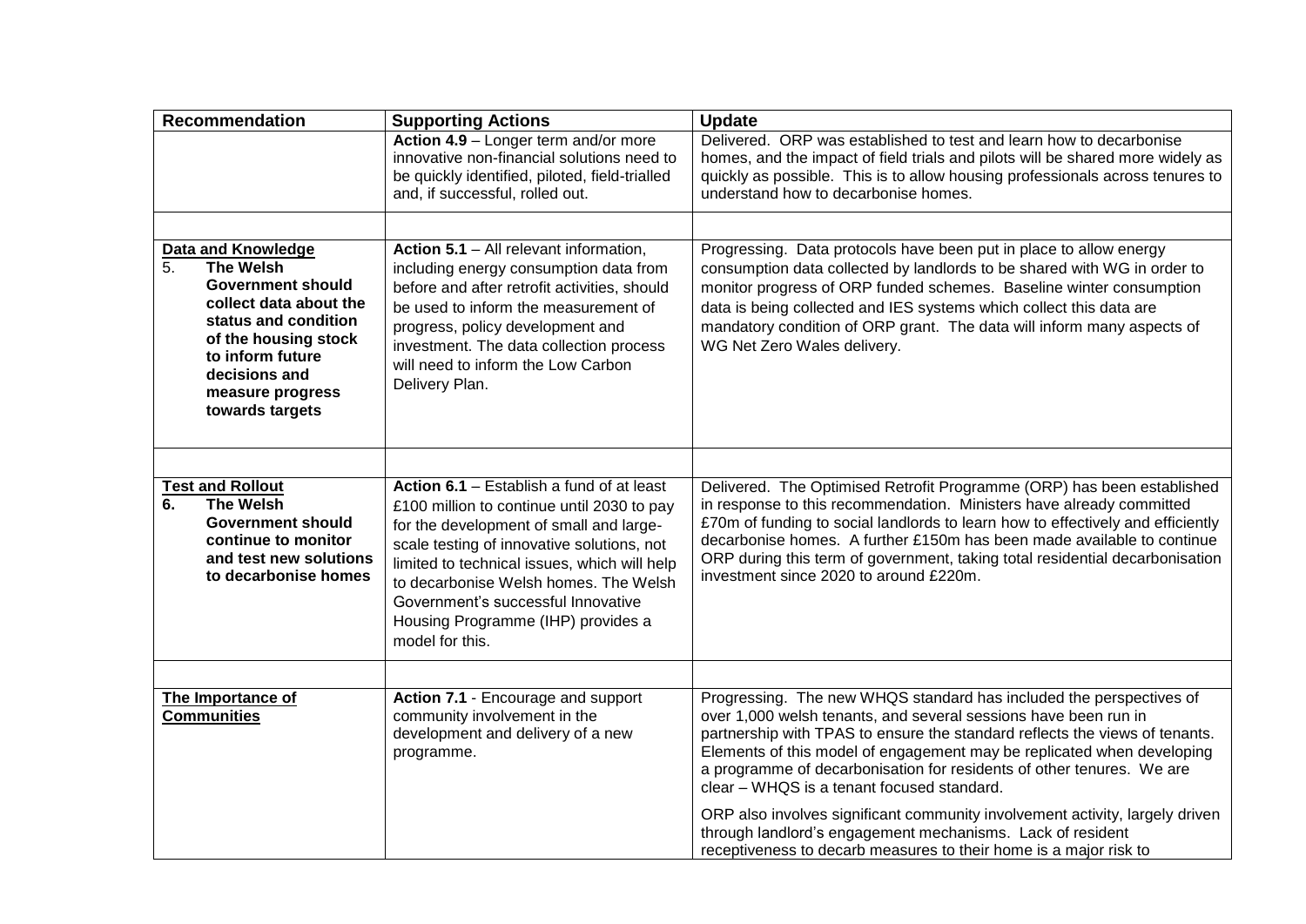| Recommendation | Supporting Actions | Update |
|---|---|---|
| | **Action 4.9** – Longer term and/or more innovative non-financial solutions need to be quickly identified, piloted, field-trialled and, if successful, rolled out. | Delivered. ORP was established to test and learn how to decarbonise homes, and the impact of field trials and pilots will be shared more widely as quickly as possible. This is to allow housing professionals across tenures to understand how to decarbonise homes. |
| | | |
| **Data and Knowledge**<br>5. **The Welsh Government should collect data about the status and condition of the housing stock to inform future decisions and measure progress towards targets** | **Action 5.1** – All relevant information, including energy consumption data from before and after retrofit activities, should be used to inform the measurement of progress, policy development and investment. The data collection process will need to inform the Low Carbon Delivery Plan. | Progressing. Data protocols have been put in place to allow energy consumption data collected by landlords to be shared with WG in order to monitor progress of ORP funded schemes. Baseline winter consumption data is being collected and IES systems which collect this data are mandatory condition of ORP grant. The data will inform many aspects of WG Net Zero Wales delivery. |
| | | |
| **Test and Rollout**<br>**6. The Welsh Government should continue to monitor and test new solutions to decarbonise homes** | **Action 6.1** – Establish a fund of at least £100 million to continue until 2030 to pay for the development of small and large-scale testing of innovative solutions, not limited to technical issues, which will help to decarbonise Welsh homes. The Welsh Government's successful Innovative Housing Programme (IHP) provides a model for this. | Delivered. The Optimised Retrofit Programme (ORP) has been established in response to this recommendation. Ministers have already committed £70m of funding to social landlords to learn how to effectively and efficiently decarbonise homes. A further £150m has been made available to continue ORP during this term of government, taking total residential decarbonisation investment since 2020 to around £220m. |
| | | |
| **The Importance of Communities** | **Action 7.1** - Encourage and support community involvement in the development and delivery of a new programme. | Progressing. The new WHQS standard has included the perspectives of over 1,000 welsh tenants, and several sessions have been run in partnership with TPAS to ensure the standard reflects the views of tenants. Elements of this model of engagement may be replicated when developing a programme of decarbonisation for residents of other tenures. We are clear – WHQS is a tenant focused standard.<br><br>ORP also involves significant community involvement activity, largely driven through landlord's engagement mechanisms. Lack of resident receptiveness to decarb measures to their home is a major risk to |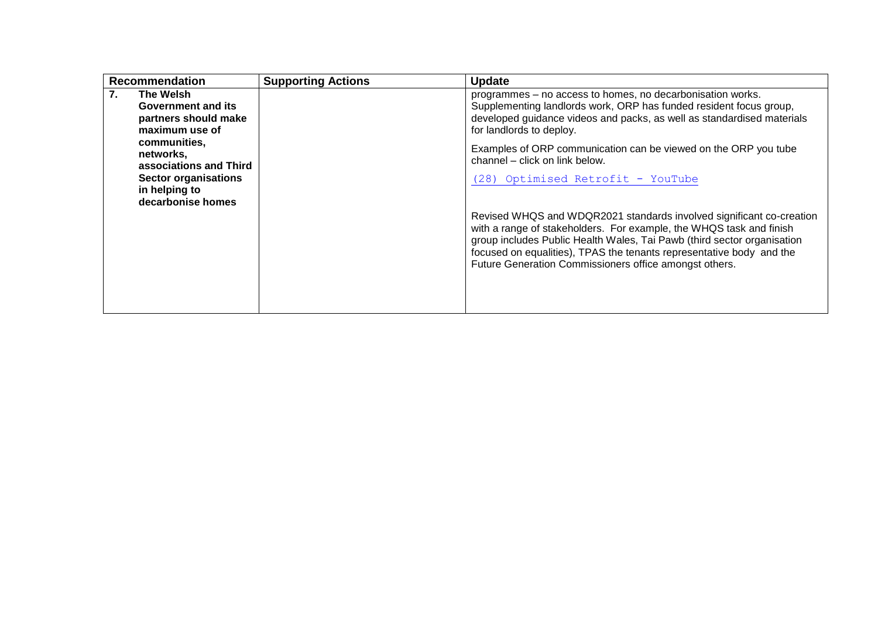| Recommendation | Supporting Actions | Update |
|---|---|---|
| **7. The Welsh Government and its partners should make maximum use of communities, networks, associations and Third Sector organisations in helping to decarbonise homes** | | programmes – no access to homes, no decarbonisation works. Supplementing landlords work, ORP has funded resident focus group, developed guidance videos and packs, as well as standardised materials for landlords to deploy.<br><br>Examples of ORP communication can be viewed on the ORP you tube channel – click on link below.<br><br>(28) Optimised Retrofit - YouTube<br><br>Revised WHQS and WDQR2021 standards involved significant co-creation with a range of stakeholders. For example, the WHQS task and finish group includes Public Health Wales, Tai Pawb (third sector organisation focused on equalities), TPAS the tenants representative body and the Future Generation Commissioners office amongst others. |